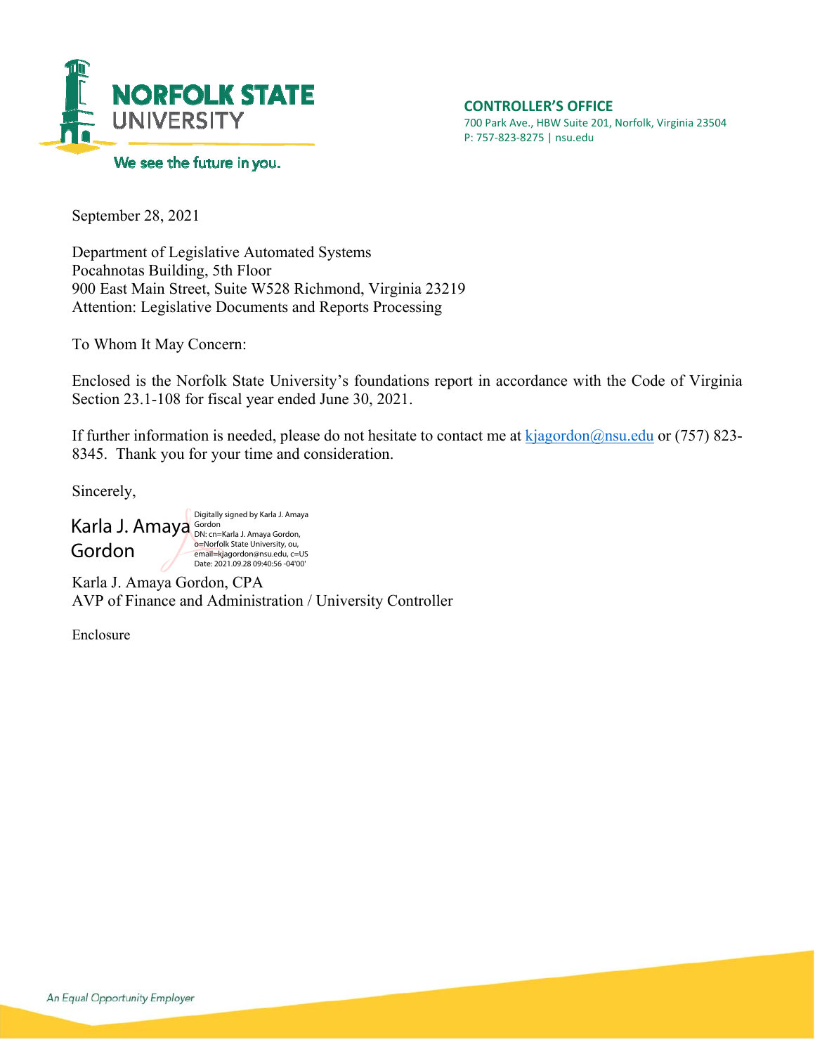**NORFOLK STATE UNIVERSITY**

We see the future in you.

**CONTROLLER'S OFFICE**
700 Park Ave., HBW Suite 201, Norfolk, Virginia 23504
P: 757-823-8275 | nsu.edu

September 28, 2021

Department of Legislative Automated Systems
Pocahnotas Building, 5th Floor
900 East Main Street, Suite W528 Richmond, Virginia 23219
Attention: Legislative Documents and Reports Processing

To Whom It May Concern:

Enclosed is the Norfolk State University's foundations report in accordance with the Code of Virginia Section 23.1-108 for fiscal year ended June 30, 2021.

If further information is needed, please do not hesitate to contact me at kjagordon@nsu.edu or (757) 823-8345. Thank you for your time and consideration.

Sincerely,

Karla J. Amaya Gordon

Digitally signed by Karla J. Amaya Gordon
DN: cn=Karla J. Amaya Gordon, o=Norfolk State University, ou, email=kjagordon@nsu.edu, c=US
Date: 2021.09.28 09:40:56 -04'00'

Karla J. Amaya Gordon, CPA
AVP of Finance and Administration / University Controller

Enclosure

*An Equal Opportunity Employer*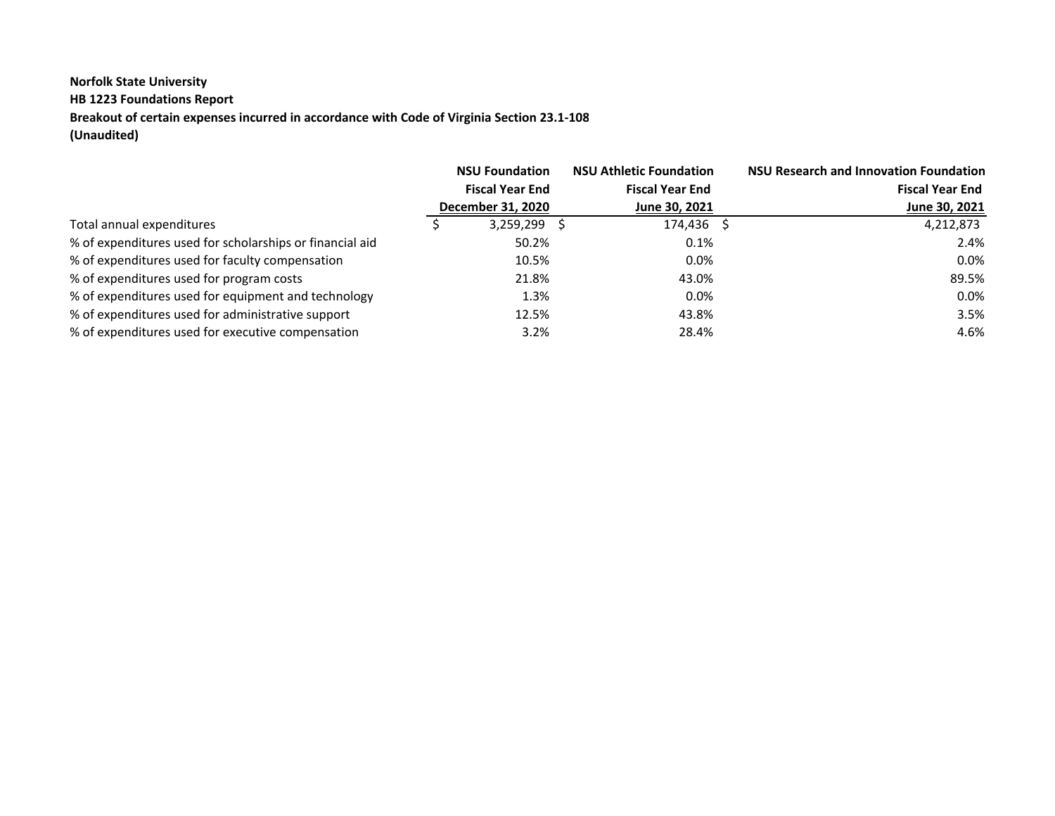**Norfolk State University**
**HB 1223 Foundations Report**
**Breakout of certain expenses incurred in accordance with Code of Virginia Section 23.1-108**
**(Unaudited)**

| | NSU Foundation<br>Fiscal Year End<br>December 31, 2020 | NSU Athletic Foundation<br>Fiscal Year End<br>June 30, 2021 | NSU Research and Innovation Foundation<br>Fiscal Year End<br>June 30, 2021 |
|---|---|---|---|
| Total annual expenditures | $ 3,259,299 | $ 174,436 | $ 4,212,873 |
| % of expenditures used for scholarships or financial aid | 50.2% | 0.1% | 2.4% |
| % of expenditures used for faculty compensation | 10.5% | 0.0% | 0.0% |
| % of expenditures used for program costs | 21.8% | 43.0% | 89.5% |
| % of expenditures used for equipment and technology | 1.3% | 0.0% | 0.0% |
| % of expenditures used for administrative support | 12.5% | 43.8% | 3.5% |
| % of expenditures used for executive compensation | 3.2% | 28.4% | 4.6% |